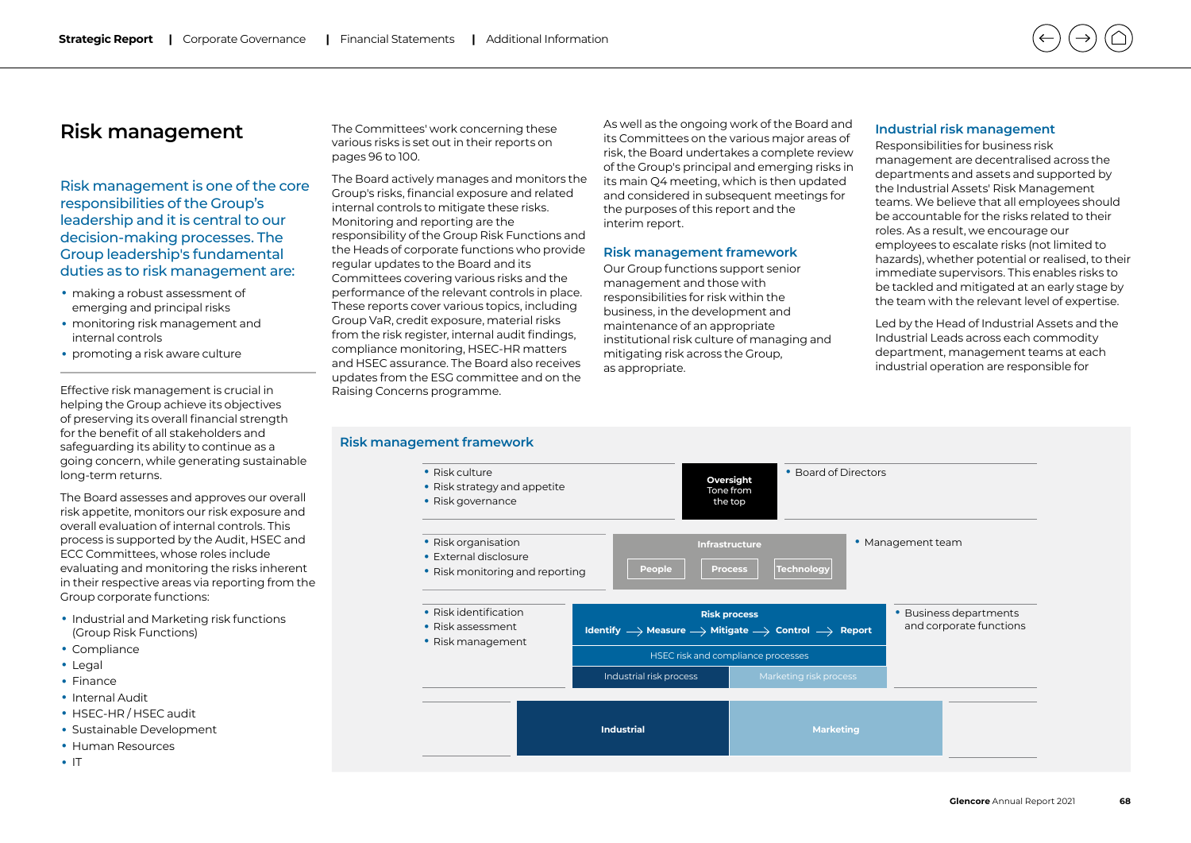# Risk management

## Risk management is one of the core responsibilities of the Group's leadership and it is central to our decision-making processes. The Group leadership's fundamental duties as to risk management are:

- making a robust assessment of emerging and principal risks
- monitoring risk management and internal controls
- promoting a risk aware culture

Effective risk management is crucial in helping the Group achieve its objectives of preserving its overall financial strength for the benefit of all stakeholders and safeguarding its ability to continue as a going concern, while generating sustainable long-term returns.

The Board assesses and approves our overall risk appetite, monitors our risk exposure and overall evaluation of internal controls. This process is supported by the Audit, HSEC and ECC Committees, whose roles include evaluating and monitoring the risks inherent in their respective areas via reporting from the Group corporate functions:

- Industrial and Marketing risk functions (Group Risk Functions)
- Compliance
- Legal
- Finance
- Internal Audit
- HSEC-HR / HSEC audit
- Sustainable Development
- Human Resources
- IT

The Committees' work concerning these various risks is set out in their reports on pages 96 to 100.

The Board actively manages and monitors the Group's risks, financial exposure and related internal controls to mitigate these risks. Monitoring and reporting are the responsibility of the Group Risk Functions and the Heads of corporate functions who provide regular updates to the Board and its Committees covering various risks and the performance of the relevant controls in place. These reports cover various topics, including Group VaR, credit exposure, material risks from the risk register, internal audit findings, compliance monitoring, HSEC-HR matters and HSEC assurance. The Board also receives updates from the ESG committee and on the Raising Concerns programme.

As well as the ongoing work of the Board and its Committees on the various major areas of risk, the Board undertakes a complete review of the Group's principal and emerging risks in its main Q4 meeting, which is then updated and considered in subsequent meetings for the purposes of this report and the interim report.

### Risk management framework

Our Group functions support senior management and those with responsibilities for risk within the business, in the development and maintenance of an appropriate institutional risk culture of managing and mitigating risk across the Group, as appropriate.

### Industrial risk management

Responsibilities for business risk management are decentralised across the departments and assets and supported by the Industrial Assets' Risk Management teams. We believe that all employees should be accountable for the risks related to their roles. As a result, we encourage our employees to escalate risks (not limited to hazards), whether potential or realised, to their immediate supervisors. This enables risks to be tackled and mitigated at an early stage by the team with the relevant level of expertise.

Led by the Head of Industrial Assets and the Industrial Leads across each commodity department, management teams at each industrial operation are responsible for

### Risk management framework

| Elements | Layer | Responsible |
|---|---|---|
| • Risk culture<br>• Risk strategy and appetite<br>• Risk governance | **Oversight**<br>Tone from the top | • Board of Directors |
| • Risk organisation<br>• External disclosure<br>• Risk monitoring and reporting | **Infrastructure**<br>People / Process / Technology | • Management team |
| • Risk identification<br>• Risk assessment<br>• Risk management | **Risk process**<br>Identify → Measure → Mitigate → Control → Report<br>HSEC risk and compliance processes<br>Industrial risk process / Marketing risk process | • Business departments and corporate functions |
| | **Industrial** / **Marketing** | |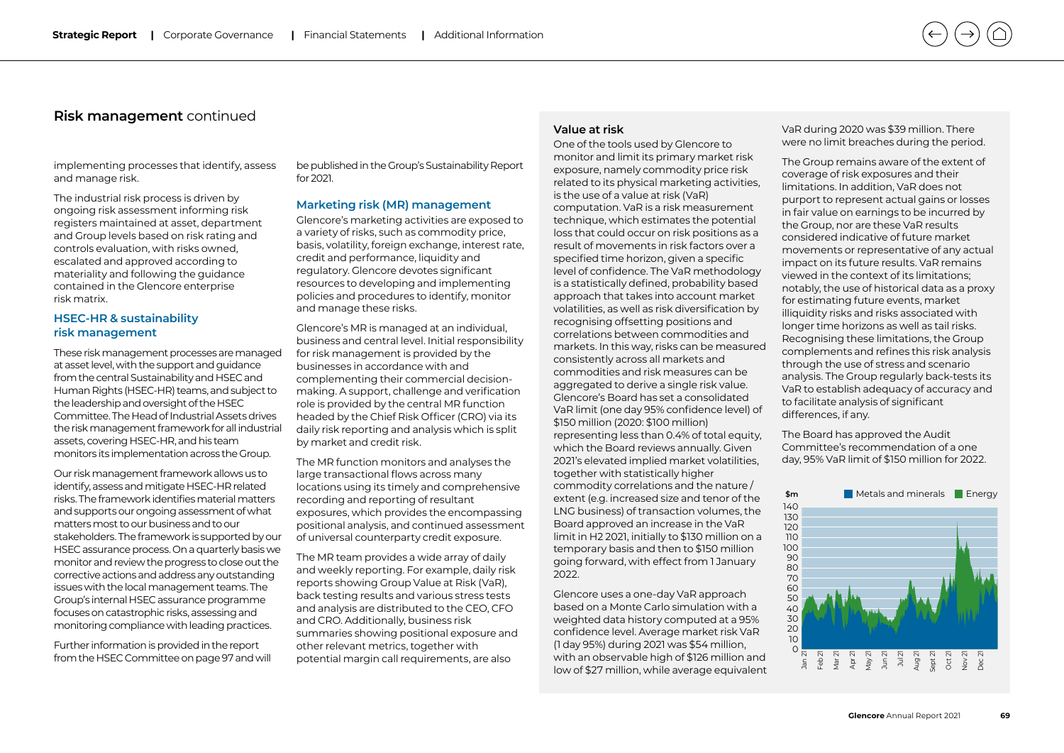## Risk management continued

implementing processes that identify, assess and manage risk.

The industrial risk process is driven by ongoing risk assessment informing risk registers maintained at asset, department and Group levels based on risk rating and controls evaluation, with risks owned, escalated and approved according to materiality and following the guidance contained in the Glencore enterprise risk matrix.

### HSEC-HR & sustainability risk management

These risk management processes are managed at asset level, with the support and guidance from the central Sustainability and HSEC and Human Rights (HSEC-HR) teams, and subject to the leadership and oversight of the HSEC Committee. The Head of Industrial Assets drives the risk management framework for all industrial assets, covering HSEC-HR, and his team monitors its implementation across the Group.

Our risk management framework allows us to identify, assess and mitigate HSEC-HR related risks. The framework identifies material matters and supports our ongoing assessment of what matters most to our business and to our stakeholders. The framework is supported by our HSEC assurance process. On a quarterly basis we monitor and review the progress to close out the corrective actions and address any outstanding issues with the local management teams. The Group's internal HSEC assurance programme focuses on catastrophic risks, assessing and monitoring compliance with leading practices.

Further information is provided in the report from the HSEC Committee on page 97 and will be published in the Group's Sustainability Report for 2021.

### Marketing risk (MR) management

Glencore's marketing activities are exposed to a variety of risks, such as commodity price, basis, volatility, foreign exchange, interest rate, credit and performance, liquidity and regulatory. Glencore devotes significant resources to developing and implementing policies and procedures to identify, monitor and manage these risks.

Glencore's MR is managed at an individual, business and central level. Initial responsibility for risk management is provided by the businesses in accordance with and complementing their commercial decision-making. A support, challenge and verification role is provided by the central MR function headed by the Chief Risk Officer (CRO) via its daily risk reporting and analysis which is split by market and credit risk.

The MR function monitors and analyses the large transactional flows across many locations using its timely and comprehensive recording and reporting of resultant exposures, which provides the encompassing positional analysis, and continued assessment of universal counterparty credit exposure.

The MR team provides a wide array of daily and weekly reporting. For example, daily risk reports showing Group Value at Risk (VaR), back testing results and various stress tests and analysis are distributed to the CEO, CFO and CRO. Additionally, business risk summaries showing positional exposure and other relevant metrics, together with potential margin call requirements, are also

### Value at risk

One of the tools used by Glencore to monitor and limit its primary market risk exposure, namely commodity price risk related to its physical marketing activities, is the use of a value at risk (VaR) computation. VaR is a risk measurement technique, which estimates the potential loss that could occur on risk positions as a result of movements in risk factors over a specified time horizon, given a specific level of confidence. The VaR methodology is a statistically defined, probability based approach that takes into account market volatilities, as well as risk diversification by recognising offsetting positions and correlations between commodities and markets. In this way, risks can be measured consistently across all markets and commodities and risk measures can be aggregated to derive a single risk value. Glencore's Board has set a consolidated VaR limit (one day 95% confidence level) of $150 million (2020: $100 million) representing less than 0.4% of total equity, which the Board reviews annually. Given 2021's elevated implied market volatilities, together with statistically higher commodity correlations and the nature / extent (e.g. increased size and tenor of the LNG business) of transaction volumes, the Board approved an increase in the VaR limit in H2 2021, initially to $130 million on a temporary basis and then to $150 million going forward, with effect from 1 January 2022.

Glencore uses a one-day VaR approach based on a Monte Carlo simulation with a weighted data history computed at a 95% confidence level. Average market risk VaR (1 day 95%) during 2021 was $54 million, with an observable high of $126 million and low of $27 million, while average equivalent VaR during 2020 was $39 million. There were no limit breaches during the period.

The Group remains aware of the extent of coverage of risk exposures and their limitations. In addition, VaR does not purport to represent actual gains or losses in fair value on earnings to be incurred by the Group, nor are these VaR results considered indicative of future market movements or representative of any actual impact on its future results. VaR remains viewed in the context of its limitations; notably, the use of historical data as a proxy for estimating future events, market illiquidity risks and risks associated with longer time horizons as well as tail risks. Recognising these limitations, the Group complements and refines this risk analysis through the use of stress and scenario analysis. The Group regularly back-tests its VaR to establish adequacy of accuracy and to facilitate analysis of significant differences, if any.

The Board has approved the Audit Committee's recommendation of a one day, 95% VaR limit of $150 million for 2022.

$m — Metals and minerals / Energy

Y-axis: 0, 10, 20, 30, 40, 50, 60, 70, 80, 90, 100, 110, 120, 130, 140

X-axis: Jan 21, Feb 21, Mar 21, Apr 21, May 21, Jun 21, Jul 21, Aug 21, Sept 21, Oct 21, Nov 21, Dec 21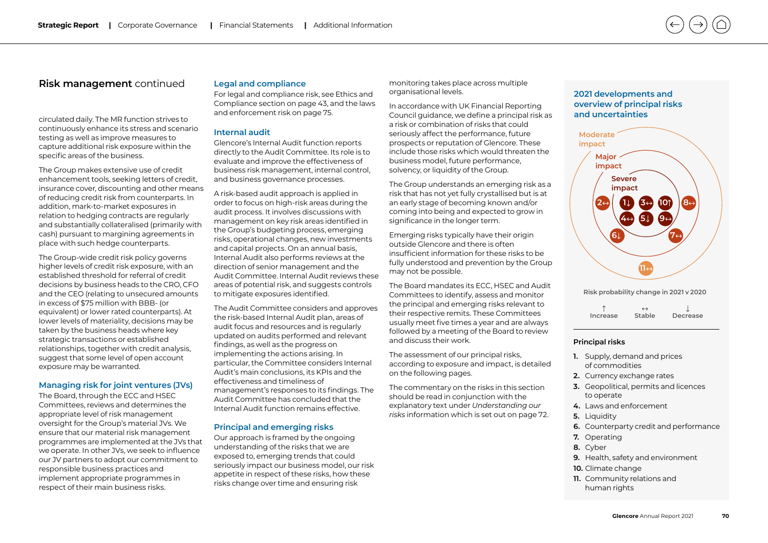## Risk management continued

circulated daily. The MR function strives to continuously enhance its stress and scenario testing as well as improve measures to capture additional risk exposure within the specific areas of the business.

The Group makes extensive use of credit enhancement tools, seeking letters of credit, insurance cover, discounting and other means of reducing credit risk from counterparts. In addition, mark-to-market exposures in relation to hedging contracts are regularly and substantially collateralised (primarily with cash) pursuant to margining agreements in place with such hedge counterparts.

The Group-wide credit risk policy governs higher levels of credit risk exposure, with an established threshold for referral of credit decisions by business heads to the CRO, CFO and the CEO (relating to unsecured amounts in excess of $75 million with BBB- (or equivalent) or lower rated counterparts). At lower levels of materiality, decisions may be taken by the business where key strategic transactions or established relationships, together with credit analysis, suggest that some level of open account exposure may be warranted.

### Managing risk for joint ventures (JVs)

The Board, through the ECC and HSEC Committees, reviews and determines the appropriate level of risk management oversight for the Group's material JVs. We ensure that our material risk management programmes are implemented at the JVs that we operate. In other JVs, we seek to influence our JV partners to adopt our commitment to responsible business practices and implement appropriate programmes in respect of their main business risks.

### Legal and compliance

For legal and compliance risk, see Ethics and Compliance section on page 43, and the laws and enforcement risk on page 75.

### Internal audit

Glencore's Internal Audit function reports directly to the Audit Committee. Its role is to evaluate and improve the effectiveness of business risk management, internal control, and business governance processes.

A risk-based audit approach is applied in order to focus on high-risk areas during the audit process. It involves discussions with management on key risk areas identified in the Group's budgeting process, emerging risks, operational changes, new investments and capital projects. On an annual basis, Internal Audit also performs reviews at the direction of senior management and the Audit Committee. Internal Audit reviews these areas of potential risk, and suggests controls to mitigate exposures identified.

The Audit Committee considers and approves the risk-based Internal Audit plan, areas of audit focus and resources and is regularly updated on audits performed and relevant findings, as well as the progress on implementing the actions arising. In particular, the Committee considers Internal Audit's main conclusions, its KPIs and the effectiveness and timeliness of management's responses to its findings. The Audit Committee has concluded that the Internal Audit function remains effective.

### Principal and emerging risks

Our approach is framed by the ongoing understanding of the risks that we are exposed to, emerging trends that could seriously impact our business model, our risk appetite in respect of these risks, how these risks change over time and ensuring risk monitoring takes place across multiple organisational levels.

In accordance with UK Financial Reporting Council guidance, we define a principal risk as a risk or combination of risks that could seriously affect the performance, future prospects or reputation of Glencore. These include those risks which would threaten the business model, future performance, solvency, or liquidity of the Group.

The Group understands an emerging risk as a risk that has not yet fully crystallised but is at an early stage of becoming known and/or coming into being and expected to grow in significance in the longer term.

Emerging risks typically have their origin outside Glencore and there is often insufficient information for these risks to be fully understood and prevention by the Group may not be possible.

The Board mandates its ECC, HSEC and Audit Committees to identify, assess and monitor the principal and emerging risks relevant to their respective remits. These Committees usually meet five times a year and are always followed by a meeting of the Board to review and discuss their work.

The assessment of our principal risks, according to exposure and impact, is detailed on the following pages.

The commentary on the risks in this section should be read in conjunction with the explanatory text under *Understanding our risks* information which is set out on page 72.

### 2021 developments and overview of principal risks and uncertainties

| Impact | Risks |
|---|---|
| Severe impact | 1↓, 3↔, 10↑, 4↔, 5↓, 9↔ |
| Major impact | 2↔, 8↔, 6↓, 7↔ |
| Moderate impact | 11↔ |

Risk probability change in 2021 v 2020

↑ Increase ↔ Stable ↓ Decrease

**Principal risks**

1. Supply, demand and prices of commodities
2. Currency exchange rates
3. Geopolitical, permits and licences to operate
4. Laws and enforcement
5. Liquidity
6. Counterparty credit and performance
7. Operating
8. Cyber
9. Health, safety and environment
10. Climate change
11. Community relations and human rights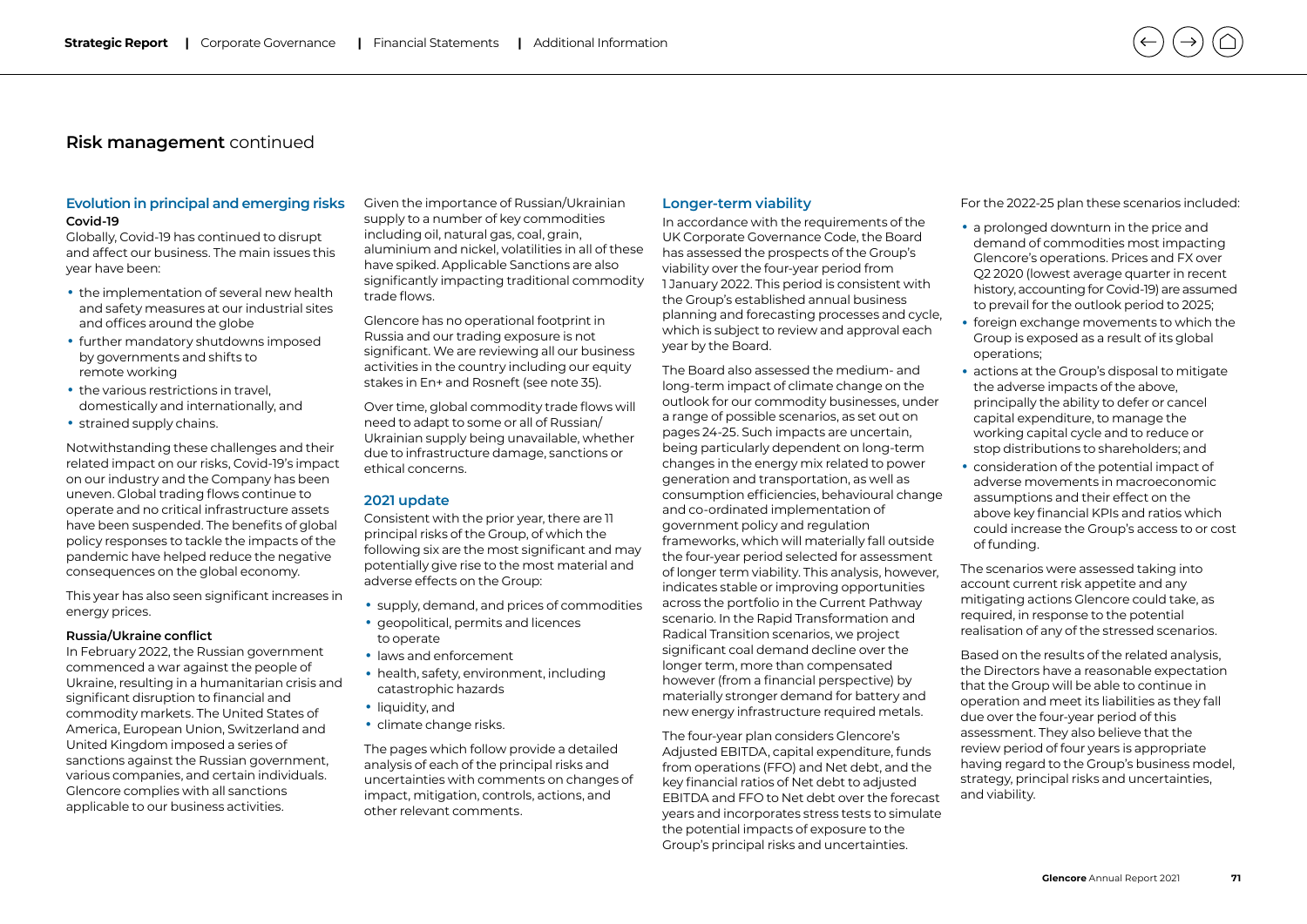## Risk management continued

### Evolution in principal and emerging risks

#### Covid-19

Globally, Covid-19 has continued to disrupt and affect our business. The main issues this year have been:

- the implementation of several new health and safety measures at our industrial sites and offices around the globe
- further mandatory shutdowns imposed by governments and shifts to remote working
- the various restrictions in travel, domestically and internationally, and
- strained supply chains.

Notwithstanding these challenges and their related impact on our risks, Covid-19's impact on our industry and the Company has been uneven. Global trading flows continue to operate and no critical infrastructure assets have been suspended. The benefits of global policy responses to tackle the impacts of the pandemic have helped reduce the negative consequences on the global economy.

This year has also seen significant increases in energy prices.

#### Russia/Ukraine conflict

In February 2022, the Russian government commenced a war against the people of Ukraine, resulting in a humanitarian crisis and significant disruption to financial and commodity markets. The United States of America, European Union, Switzerland and United Kingdom imposed a series of sanctions against the Russian government, various companies, and certain individuals. Glencore complies with all sanctions applicable to our business activities.

Given the importance of Russian/Ukrainian supply to a number of key commodities including oil, natural gas, coal, grain, aluminium and nickel, volatilities in all of these have spiked. Applicable Sanctions are also significantly impacting traditional commodity trade flows.

Glencore has no operational footprint in Russia and our trading exposure is not significant. We are reviewing all our business activities in the country including our equity stakes in En+ and Rosneft (see note 35).

Over time, global commodity trade flows will need to adapt to some or all of Russian/Ukrainian supply being unavailable, whether due to infrastructure damage, sanctions or ethical concerns.

### 2021 update

Consistent with the prior year, there are 11 principal risks of the Group, of which the following six are the most significant and may potentially give rise to the most material and adverse effects on the Group:

- supply, demand, and prices of commodities
- geopolitical, permits and licences to operate
- laws and enforcement
- health, safety, environment, including catastrophic hazards
- liquidity, and
- climate change risks.

The pages which follow provide a detailed analysis of each of the principal risks and uncertainties with comments on changes of impact, mitigation, controls, actions, and other relevant comments.

### Longer-term viability

In accordance with the requirements of the UK Corporate Governance Code, the Board has assessed the prospects of the Group's viability over the four-year period from 1 January 2022. This period is consistent with the Group's established annual business planning and forecasting processes and cycle, which is subject to review and approval each year by the Board.

The Board also assessed the medium- and long-term impact of climate change on the outlook for our commodity businesses, under a range of possible scenarios, as set out on pages 24-25. Such impacts are uncertain, being particularly dependent on long-term changes in the energy mix related to power generation and transportation, as well as consumption efficiencies, behavioural change and co-ordinated implementation of government policy and regulation frameworks, which will materially fall outside the four-year period selected for assessment of longer term viability. This analysis, however, indicates stable or improving opportunities across the portfolio in the Current Pathway scenario. In the Rapid Transformation and Radical Transition scenarios, we project significant coal demand decline over the longer term, more than compensated however (from a financial perspective) by materially stronger demand for battery and new energy infrastructure required metals.

The four-year plan considers Glencore's Adjusted EBITDA, capital expenditure, funds from operations (FFO) and Net debt, and the key financial ratios of Net debt to adjusted EBITDA and FFO to Net debt over the forecast years and incorporates stress tests to simulate the potential impacts of exposure to the Group's principal risks and uncertainties.

For the 2022-25 plan these scenarios included:

- a prolonged downturn in the price and demand of commodities most impacting Glencore's operations. Prices and FX over Q2 2020 (lowest average quarter in recent history, accounting for Covid-19) are assumed to prevail for the outlook period to 2025;
- foreign exchange movements to which the Group is exposed as a result of its global operations;
- actions at the Group's disposal to mitigate the adverse impacts of the above, principally the ability to defer or cancel capital expenditure, to manage the working capital cycle and to reduce or stop distributions to shareholders; and
- consideration of the potential impact of adverse movements in macroeconomic assumptions and their effect on the above key financial KPIs and ratios which could increase the Group's access to or cost of funding.

The scenarios were assessed taking into account current risk appetite and any mitigating actions Glencore could take, as required, in response to the potential realisation of any of the stressed scenarios.

Based on the results of the related analysis, the Directors have a reasonable expectation that the Group will be able to continue in operation and meet its liabilities as they fall due over the four-year period of this assessment. They also believe that the review period of four years is appropriate having regard to the Group's business model, strategy, principal risks and uncertainties, and viability.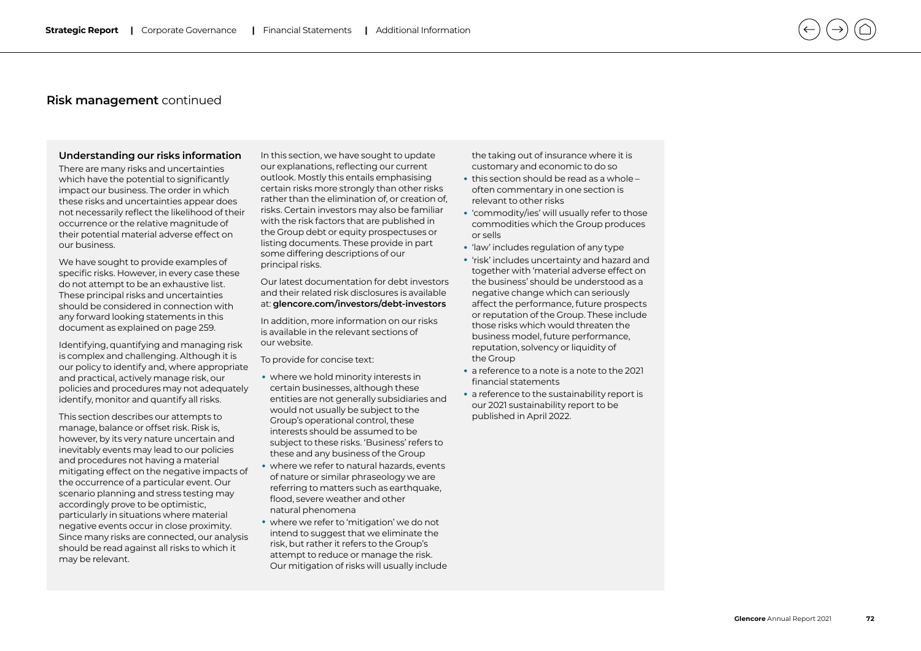## Risk management continued

### Understanding our risks information

There are many risks and uncertainties which have the potential to significantly impact our business. The order in which these risks and uncertainties appear does not necessarily reflect the likelihood of their occurrence or the relative magnitude of their potential material adverse effect on our business.

We have sought to provide examples of specific risks. However, in every case these do not attempt to be an exhaustive list. These principal risks and uncertainties should be considered in connection with any forward looking statements in this document as explained on page 259.

Identifying, quantifying and managing risk is complex and challenging. Although it is our policy to identify and, where appropriate and practical, actively manage risk, our policies and procedures may not adequately identify, monitor and quantify all risks.

This section describes our attempts to manage, balance or offset risk. Risk is, however, by its very nature uncertain and inevitably events may lead to our policies and procedures not having a material mitigating effect on the negative impacts of the occurrence of a particular event. Our scenario planning and stress testing may accordingly prove to be optimistic, particularly in situations where material negative events occur in close proximity. Since many risks are connected, our analysis should be read against all risks to which it may be relevant.

In this section, we have sought to update our explanations, reflecting our current outlook. Mostly this entails emphasising certain risks more strongly than other risks rather than the elimination of, or creation of, risks. Certain investors may also be familiar with the risk factors that are published in the Group debt or equity prospectuses or listing documents. These provide in part some differing descriptions of our principal risks.

Our latest documentation for debt investors and their related risk disclosures is available at: **glencore.com/investors/debt-investors**

In addition, more information on our risks is available in the relevant sections of our website.

To provide for concise text:

- where we hold minority interests in certain businesses, although these entities are not generally subsidiaries and would not usually be subject to the Group's operational control, these interests should be assumed to be subject to these risks. 'Business' refers to these and any business of the Group
- where we refer to natural hazards, events of nature or similar phraseology we are referring to matters such as earthquake, flood, severe weather and other natural phenomena
- where we refer to 'mitigation' we do not intend to suggest that we eliminate the risk, but rather it refers to the Group's attempt to reduce or manage the risk. Our mitigation of risks will usually include the taking out of insurance where it is customary and economic to do so
- this section should be read as a whole – often commentary in one section is relevant to other risks
- 'commodity/ies' will usually refer to those commodities which the Group produces or sells
- 'law' includes regulation of any type
- 'risk' includes uncertainty and hazard and together with 'material adverse effect on the business' should be understood as a negative change which can seriously affect the performance, future prospects or reputation of the Group. These include those risks which would threaten the business model, future performance, reputation, solvency or liquidity of the Group
- a reference to a note is a note to the 2021 financial statements
- a reference to the sustainability report is our 2021 sustainability report to be published in April 2022.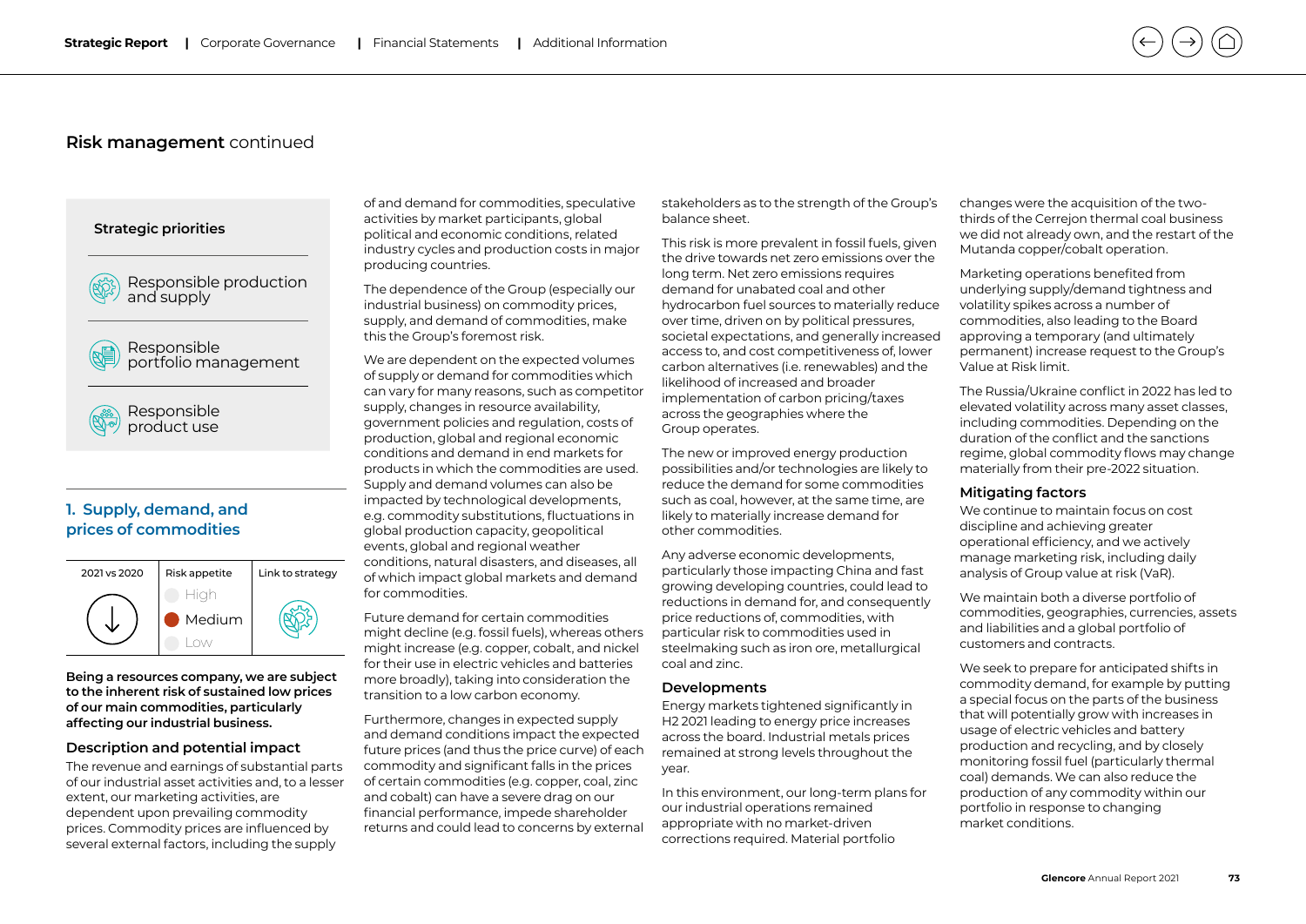# Risk management continued

**Strategic priorities**

- Responsible production and supply
- Responsible portfolio management
- Responsible product use

## 1. Supply, demand, and prices of commodities

| 2021 vs 2020 | Risk appetite | Link to strategy |
|---|---|---|
| ↓ | High<br>**Medium**<br>Low | Responsible production and supply |

**Being a resources company, we are subject to the inherent risk of sustained low prices of our main commodities, particularly affecting our industrial business.**

### Description and potential impact

The revenue and earnings of substantial parts of our industrial asset activities and, to a lesser extent, our marketing activities, are dependent upon prevailing commodity prices. Commodity prices are influenced by several external factors, including the supply of and demand for commodities, speculative activities by market participants, global political and economic conditions, related industry cycles and production costs in major producing countries.

The dependence of the Group (especially our industrial business) on commodity prices, supply, and demand of commodities, make this the Group's foremost risk.

We are dependent on the expected volumes of supply or demand for commodities which can vary for many reasons, such as competitor supply, changes in resource availability, government policies and regulation, costs of production, global and regional economic conditions and demand in end markets for products in which the commodities are used. Supply and demand volumes can also be impacted by technological developments, e.g. commodity substitutions, fluctuations in global production capacity, geopolitical events, global and regional weather conditions, natural disasters, and diseases, all of which impact global markets and demand for commodities.

Future demand for certain commodities might decline (e.g. fossil fuels), whereas others might increase (e.g. copper, cobalt, and nickel for their use in electric vehicles and batteries more broadly), taking into consideration the transition to a low carbon economy.

Furthermore, changes in expected supply and demand conditions impact the expected future prices (and thus the price curve) of each commodity and significant falls in the prices of certain commodities (e.g. copper, coal, zinc and cobalt) can have a severe drag on our financial performance, impede shareholder returns and could lead to concerns by external stakeholders as to the strength of the Group's balance sheet.

This risk is more prevalent in fossil fuels, given the drive towards net zero emissions over the long term. Net zero emissions requires demand for unabated coal and other hydrocarbon fuel sources to materially reduce over time, driven on by political pressures, societal expectations, and generally increased access to, and cost competitiveness of, lower carbon alternatives (i.e. renewables) and the likelihood of increased and broader implementation of carbon pricing/taxes across the geographies where the Group operates.

The new or improved energy production possibilities and/or technologies are likely to reduce the demand for some commodities such as coal, however, at the same time, are likely to materially increase demand for other commodities.

Any adverse economic developments, particularly those impacting China and fast growing developing countries, could lead to reductions in demand for, and consequently price reductions of, commodities, with particular risk to commodities used in steelmaking such as iron ore, metallurgical coal and zinc.

### Developments

Energy markets tightened significantly in H2 2021 leading to energy price increases across the board. Industrial metals prices remained at strong levels throughout the year.

In this environment, our long-term plans for our industrial operations remained appropriate with no market-driven corrections required. Material portfolio changes were the acquisition of the two-thirds of the Cerrejon thermal coal business we did not already own, and the restart of the Mutanda copper/cobalt operation.

Marketing operations benefited from underlying supply/demand tightness and volatility spikes across a number of commodities, also leading to the Board approving a temporary (and ultimately permanent) increase request to the Group's Value at Risk limit.

The Russia/Ukraine conflict in 2022 has led to elevated volatility across many asset classes, including commodities. Depending on the duration of the conflict and the sanctions regime, global commodity flows may change materially from their pre-2022 situation.

### Mitigating factors

We continue to maintain focus on cost discipline and achieving greater operational efficiency, and we actively manage marketing risk, including daily analysis of Group value at risk (VaR).

We maintain both a diverse portfolio of commodities, geographies, currencies, assets and liabilities and a global portfolio of customers and contracts.

We seek to prepare for anticipated shifts in commodity demand, for example by putting a special focus on the parts of the business that will potentially grow with increases in usage of electric vehicles and battery production and recycling, and by closely monitoring fossil fuel (particularly thermal coal) demands. We can also reduce the production of any commodity within our portfolio in response to changing market conditions.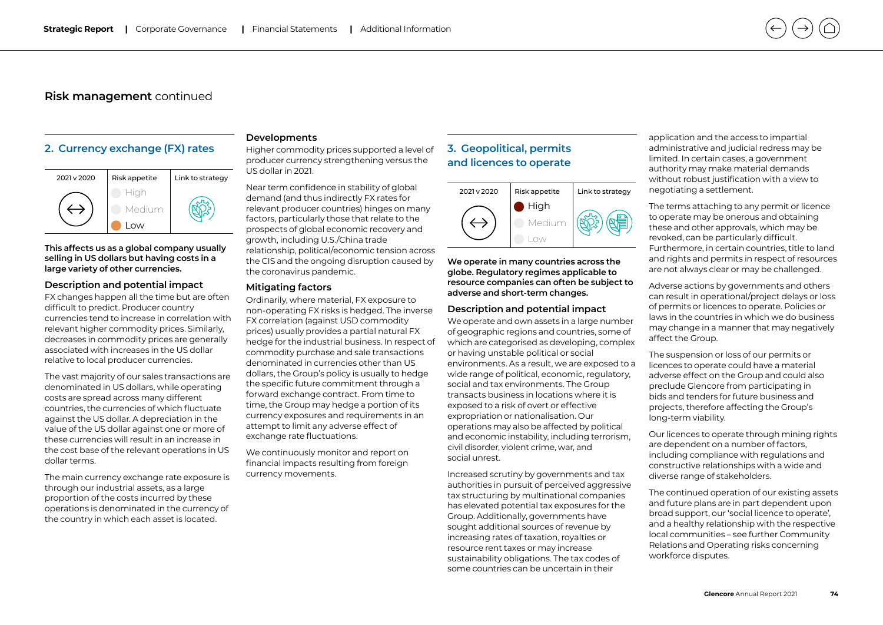## Risk management continued

### 2. Currency exchange (FX) rates

| 2021 v 2020 | Risk appetite | Link to strategy |
| --- | --- | --- |
| ↔ | High<br>Medium<br>**Low** | |

**This affects us as a global company usually selling in US dollars but having costs in a large variety of other currencies.**

#### Description and potential impact

FX changes happen all the time but are often difficult to predict. Producer country currencies tend to increase in correlation with relevant higher commodity prices. Similarly, decreases in commodity prices are generally associated with increases in the US dollar relative to local producer currencies.

The vast majority of our sales transactions are denominated in US dollars, while operating costs are spread across many different countries, the currencies of which fluctuate against the US dollar. A depreciation in the value of the US dollar against one or more of these currencies will result in an increase in the cost base of the relevant operations in US dollar terms.

The main currency exchange rate exposure is through our industrial assets, as a large proportion of the costs incurred by these operations is denominated in the currency of the country in which each asset is located.

#### Developments

Higher commodity prices supported a level of producer currency strengthening versus the US dollar in 2021.

Near term confidence in stability of global demand (and thus indirectly FX rates for relevant producer countries) hinges on many factors, particularly those that relate to the prospects of global economic recovery and growth, including U.S./China trade relationship, political/economic tension across the CIS and the ongoing disruption caused by the coronavirus pandemic.

#### Mitigating factors

Ordinarily, where material, FX exposure to non-operating FX risks is hedged. The inverse FX correlation (against USD commodity prices) usually provides a partial natural FX hedge for the industrial business. In respect of commodity purchase and sale transactions denominated in currencies other than US dollars, the Group's policy is usually to hedge the specific future commitment through a forward exchange contract. From time to time, the Group may hedge a portion of its currency exposures and requirements in an attempt to limit any adverse effect of exchange rate fluctuations.

We continuously monitor and report on financial impacts resulting from foreign currency movements.

### 3. Geopolitical, permits and licences to operate

| 2021 v 2020 | Risk appetite | Link to strategy |
| --- | --- | --- |
| ↔ | **High**<br>Medium<br>Low | |

**We operate in many countries across the globe. Regulatory regimes applicable to resource companies can often be subject to adverse and short-term changes.**

#### Description and potential impact

We operate and own assets in a large number of geographic regions and countries, some of which are categorised as developing, complex or having unstable political or social environments. As a result, we are exposed to a wide range of political, economic, regulatory, social and tax environments. The Group transacts business in locations where it is exposed to a risk of overt or effective expropriation or nationalisation. Our operations may also be affected by political and economic instability, including terrorism, civil disorder, violent crime, war, and social unrest.

Increased scrutiny by governments and tax authorities in pursuit of perceived aggressive tax structuring by multinational companies has elevated potential tax exposures for the Group. Additionally, governments have sought additional sources of revenue by increasing rates of taxation, royalties or resource rent taxes or may increase sustainability obligations. The tax codes of some countries can be uncertain in their application and the access to impartial administrative and judicial redress may be limited. In certain cases, a government authority may make material demands without robust justification with a view to negotiating a settlement.

The terms attaching to any permit or licence to operate may be onerous and obtaining these and other approvals, which may be revoked, can be particularly difficult. Furthermore, in certain countries, title to land and rights and permits in respect of resources are not always clear or may be challenged.

Adverse actions by governments and others can result in operational/project delays or loss of permits or licences to operate. Policies or laws in the countries in which we do business may change in a manner that may negatively affect the Group.

The suspension or loss of our permits or licences to operate could have a material adverse effect on the Group and could also preclude Glencore from participating in bids and tenders for future business and projects, therefore affecting the Group's long-term viability.

Our licences to operate through mining rights are dependent on a number of factors, including compliance with regulations and constructive relationships with a wide and diverse range of stakeholders.

The continued operation of our existing assets and future plans are in part dependent upon broad support, our 'social licence to operate', and a healthy relationship with the respective local communities – see further Community Relations and Operating risks concerning workforce disputes.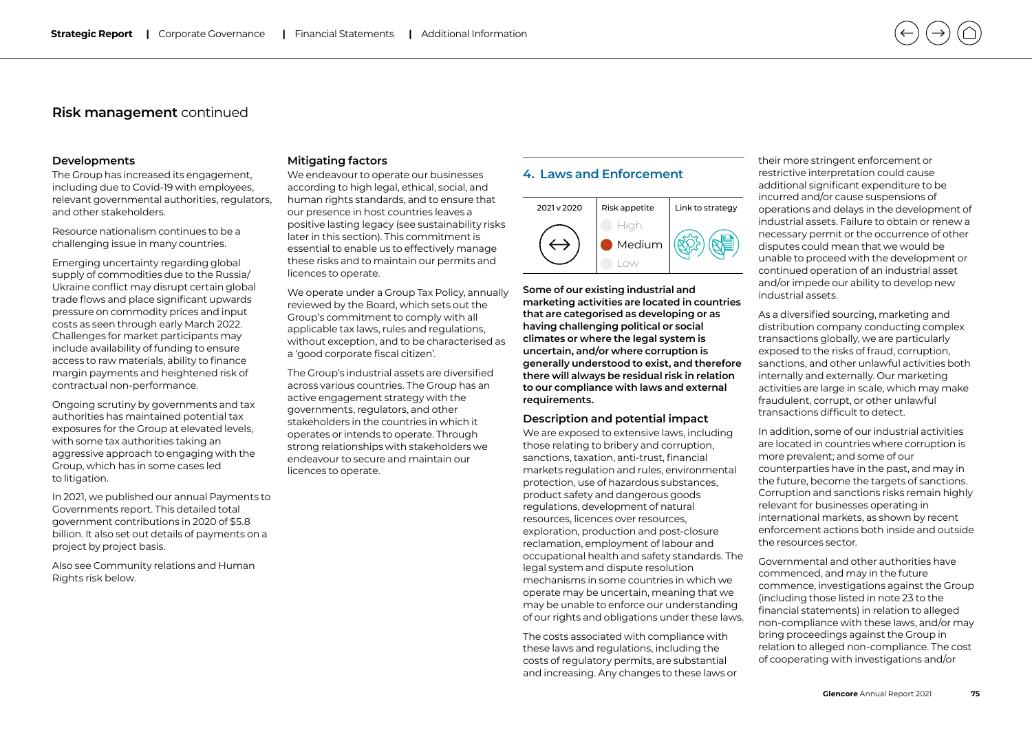## Risk management continued

### Developments

The Group has increased its engagement, including due to Covid-19 with employees, relevant governmental authorities, regulators, and other stakeholders.

Resource nationalism continues to be a challenging issue in many countries.

Emerging uncertainty regarding global supply of commodities due to the Russia/Ukraine conflict may disrupt certain global trade flows and place significant upwards pressure on commodity prices and input costs as seen through early March 2022. Challenges for market participants may include availability of funding to ensure access to raw materials, ability to finance margin payments and heightened risk of contractual non-performance.

Ongoing scrutiny by governments and tax authorities has maintained potential tax exposures for the Group at elevated levels, with some tax authorities taking an aggressive approach to engaging with the Group, which has in some cases led to litigation.

In 2021, we published our annual Payments to Governments report. This detailed total government contributions in 2020 of $5.8 billion. It also set out details of payments on a project by project basis.

Also see Community relations and Human Rights risk below.

### Mitigating factors

We endeavour to operate our businesses according to high legal, ethical, social, and human rights standards, and to ensure that our presence in host countries leaves a positive lasting legacy (see sustainability risks later in this section). This commitment is essential to enable us to effectively manage these risks and to maintain our permits and licences to operate.

We operate under a Group Tax Policy, annually reviewed by the Board, which sets out the Group's commitment to comply with all applicable tax laws, rules and regulations, without exception, and to be characterised as a 'good corporate fiscal citizen'.

The Group's industrial assets are diversified across various countries. The Group has an active engagement strategy with the governments, regulators, and other stakeholders in the countries in which it operates or intends to operate. Through strong relationships with stakeholders we endeavour to secure and maintain our licences to operate.

## 4. Laws and Enforcement

| 2021 v 2020 | Risk appetite | Link to strategy |
|---|---|---|
| ↔ | High / **Medium** / Low | |

**Some of our existing industrial and marketing activities are located in countries that are categorised as developing or as having challenging political or social climates or where the legal system is uncertain, and/or where corruption is generally understood to exist, and therefore there will always be residual risk in relation to our compliance with laws and external requirements.**

### Description and potential impact

We are exposed to extensive laws, including those relating to bribery and corruption, sanctions, taxation, anti-trust, financial markets regulation and rules, environmental protection, use of hazardous substances, product safety and dangerous goods regulations, development of natural resources, licences over resources, exploration, production and post-closure reclamation, employment of labour and occupational health and safety standards. The legal system and dispute resolution mechanisms in some countries in which we operate may be uncertain, meaning that we may be unable to enforce our understanding of our rights and obligations under these laws.

The costs associated with compliance with these laws and regulations, including the costs of regulatory permits, are substantial and increasing. Any changes to these laws or their more stringent enforcement or restrictive interpretation could cause additional significant expenditure to be incurred and/or cause suspensions of operations and delays in the development of industrial assets. Failure to obtain or renew a necessary permit or the occurrence of other disputes could mean that we would be unable to proceed with the development or continued operation of an industrial asset and/or impede our ability to develop new industrial assets.

As a diversified sourcing, marketing and distribution company conducting complex transactions globally, we are particularly exposed to the risks of fraud, corruption, sanctions, and other unlawful activities both internally and externally. Our marketing activities are large in scale, which may make fraudulent, corrupt, or other unlawful transactions difficult to detect.

In addition, some of our industrial activities are located in countries where corruption is more prevalent; and some of our counterparties have in the past, and may in the future, become the targets of sanctions. Corruption and sanctions risks remain highly relevant for businesses operating in international markets, as shown by recent enforcement actions both inside and outside the resources sector.

Governmental and other authorities have commenced, and may in the future commence, investigations against the Group (including those listed in note 23 to the financial statements) in relation to alleged non-compliance with these laws, and/or may bring proceedings against the Group in relation to alleged non-compliance. The cost of cooperating with investigations and/or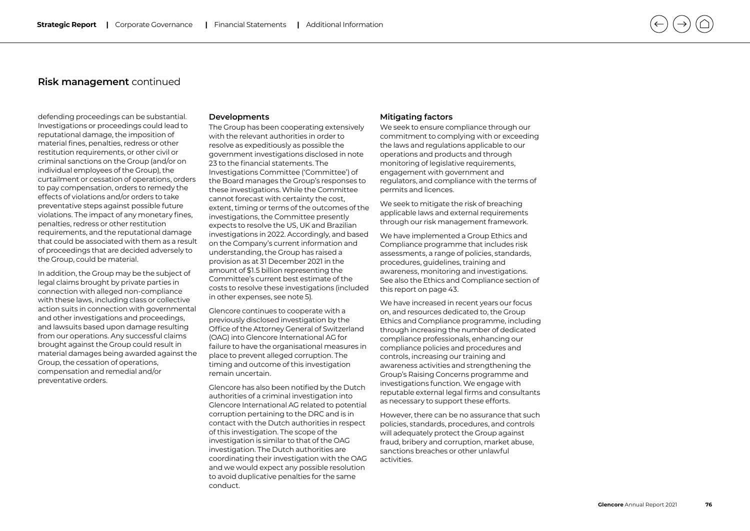## Risk management continued

defending proceedings can be substantial. Investigations or proceedings could lead to reputational damage, the imposition of material fines, penalties, redress or other restitution requirements, or other civil or criminal sanctions on the Group (and/or on individual employees of the Group), the curtailment or cessation of operations, orders to pay compensation, orders to remedy the effects of violations and/or orders to take preventative steps against possible future violations. The impact of any monetary fines, penalties, redress or other restitution requirements, and the reputational damage that could be associated with them as a result of proceedings that are decided adversely to the Group, could be material.

In addition, the Group may be the subject of legal claims brought by private parties in connection with alleged non-compliance with these laws, including class or collective action suits in connection with governmental and other investigations and proceedings, and lawsuits based upon damage resulting from our operations. Any successful claims brought against the Group could result in material damages being awarded against the Group, the cessation of operations, compensation and remedial and/or preventative orders.

### Developments

The Group has been cooperating extensively with the relevant authorities in order to resolve as expeditiously as possible the government investigations disclosed in note 23 to the financial statements. The Investigations Committee ('Committee') of the Board manages the Group's responses to these investigations. While the Committee cannot forecast with certainty the cost, extent, timing or terms of the outcomes of the investigations, the Committee presently expects to resolve the US, UK and Brazilian investigations in 2022. Accordingly, and based on the Company's current information and understanding, the Group has raised a provision as at 31 December 2021 in the amount of $1.5 billion representing the Committee's current best estimate of the costs to resolve these investigations (included in other expenses, see note 5).

Glencore continues to cooperate with a previously disclosed investigation by the Office of the Attorney General of Switzerland (OAG) into Glencore International AG for failure to have the organisational measures in place to prevent alleged corruption. The timing and outcome of this investigation remain uncertain.

Glencore has also been notified by the Dutch authorities of a criminal investigation into Glencore International AG related to potential corruption pertaining to the DRC and is in contact with the Dutch authorities in respect of this investigation. The scope of the investigation is similar to that of the OAG investigation. The Dutch authorities are coordinating their investigation with the OAG and we would expect any possible resolution to avoid duplicative penalties for the same conduct.

### Mitigating factors

We seek to ensure compliance through our commitment to complying with or exceeding the laws and regulations applicable to our operations and products and through monitoring of legislative requirements, engagement with government and regulators, and compliance with the terms of permits and licences.

We seek to mitigate the risk of breaching applicable laws and external requirements through our risk management framework.

We have implemented a Group Ethics and Compliance programme that includes risk assessments, a range of policies, standards, procedures, guidelines, training and awareness, monitoring and investigations. See also the Ethics and Compliance section of this report on page 43.

We have increased in recent years our focus on, and resources dedicated to, the Group Ethics and Compliance programme, including through increasing the number of dedicated compliance professionals, enhancing our compliance policies and procedures and controls, increasing our training and awareness activities and strengthening the Group's Raising Concerns programme and investigations function. We engage with reputable external legal firms and consultants as necessary to support these efforts.

However, there can be no assurance that such policies, standards, procedures, and controls will adequately protect the Group against fraud, bribery and corruption, market abuse, sanctions breaches or other unlawful activities.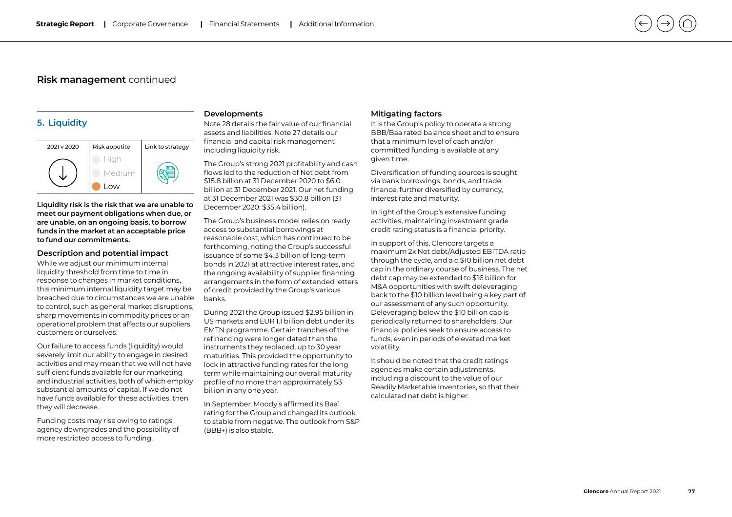## Risk management continued

### 5. Liquidity

| 2021 v 2020 | Risk appetite | Link to strategy |
|---|---|---|
| ↓ | High<br>Medium<br>**Low** | |

**Liquidity risk is the risk that we are unable to meet our payment obligations when due, or are unable, on an ongoing basis, to borrow funds in the market at an acceptable price to fund our commitments.**

#### Description and potential impact

While we adjust our minimum internal liquidity threshold from time to time in response to changes in market conditions, this minimum internal liquidity target may be breached due to circumstances we are unable to control, such as general market disruptions, sharp movements in commodity prices or an operational problem that affects our suppliers, customers or ourselves.

Our failure to access funds (liquidity) would severely limit our ability to engage in desired activities and may mean that we will not have sufficient funds available for our marketing and industrial activities, both of which employ substantial amounts of capital. If we do not have funds available for these activities, then they will decrease.

Funding costs may rise owing to ratings agency downgrades and the possibility of more restricted access to funding.

#### Developments

Note 28 details the fair value of our financial assets and liabilities. Note 27 details our financial and capital risk management including liquidity risk.

The Group's strong 2021 profitability and cash flows led to the reduction of Net debt from $15.8 billion at 31 December 2020 to $6.0 billion at 31 December 2021. Our net funding at 31 December 2021 was $30.8 billion (31 December 2020: $35.4 billion).

The Group's business model relies on ready access to substantial borrowings at reasonable cost, which has continued to be forthcoming, noting the Group's successful issuance of some $4.3 billion of long-term bonds in 2021 at attractive interest rates, and the ongoing availability of supplier financing arrangements in the form of extended letters of credit provided by the Group's various banks.

During 2021 the Group issued $2.95 billion in US markets and EUR 1.1 billion debt under its EMTN programme. Certain tranches of the refinancing were longer dated than the instruments they replaced, up to 30 year maturities. This provided the opportunity to lock in attractive funding rates for the long term while maintaining our overall maturity profile of no more than approximately $3 billion in any one year.

In September, Moody's affirmed its Baa1 rating for the Group and changed its outlook to stable from negative. The outlook from S&P (BBB+) is also stable.

#### Mitigating factors

It is the Group's policy to operate a strong BBB/Baa rated balance sheet and to ensure that a minimum level of cash and/or committed funding is available at any given time.

Diversification of funding sources is sought via bank borrowings, bonds, and trade finance, further diversified by currency, interest rate and maturity.

In light of the Group's extensive funding activities, maintaining investment grade credit rating status is a financial priority.

In support of this, Glencore targets a maximum 2x Net debt/Adjusted EBITDA ratio through the cycle, and a c.$10 billion net debt cap in the ordinary course of business. The net debt cap may be extended to $16 billion for M&A opportunities with swift deleveraging back to the $10 billion level being a key part of our assessment of any such opportunity. Deleveraging below the $10 billion cap is periodically returned to shareholders. Our financial policies seek to ensure access to funds, even in periods of elevated market volatility.

It should be noted that the credit ratings agencies make certain adjustments, including a discount to the value of our Readily Marketable Inventories, so that their calculated net debt is higher.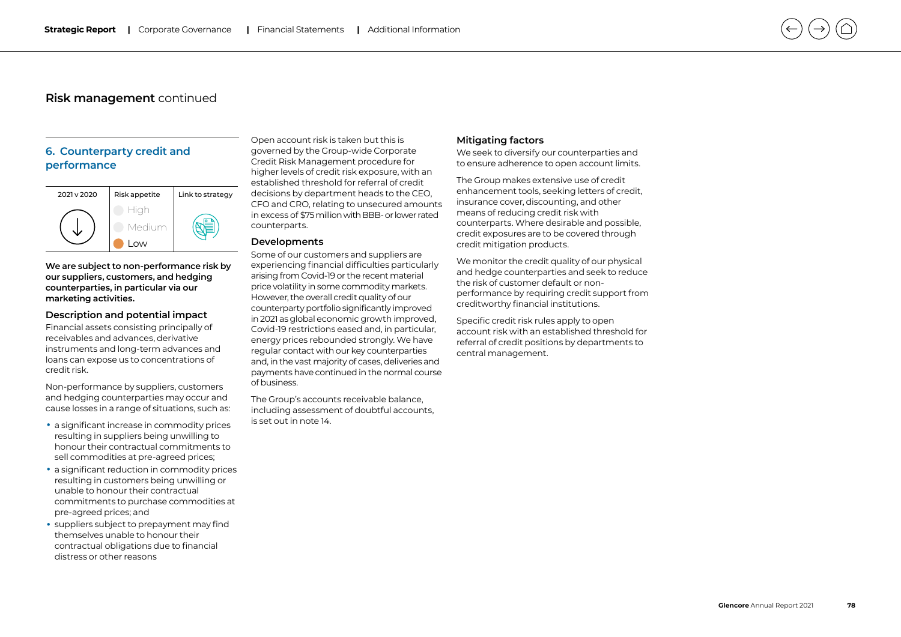## Risk management continued

### 6. Counterparty credit and performance

| 2021 v 2020 | Risk appetite | Link to strategy |
|---|---|---|
| ↓ | High<br>Medium<br>**Low** | |

**We are subject to non-performance risk by our suppliers, customers, and hedging counterparties, in particular via our marketing activities.**

#### Description and potential impact

Financial assets consisting principally of receivables and advances, derivative instruments and long-term advances and loans can expose us to concentrations of credit risk.

Non-performance by suppliers, customers and hedging counterparties may occur and cause losses in a range of situations, such as:

- a significant increase in commodity prices resulting in suppliers being unwilling to honour their contractual commitments to sell commodities at pre-agreed prices;
- a significant reduction in commodity prices resulting in customers being unwilling or unable to honour their contractual commitments to purchase commodities at pre-agreed prices; and
- suppliers subject to prepayment may find themselves unable to honour their contractual obligations due to financial distress or other reasons

Open account risk is taken but this is governed by the Group-wide Corporate Credit Risk Management procedure for higher levels of credit risk exposure, with an established threshold for referral of credit decisions by department heads to the CEO, CFO and CRO, relating to unsecured amounts in excess of $75 million with BBB- or lower rated counterparts.

#### Developments

Some of our customers and suppliers are experiencing financial difficulties particularly arising from Covid-19 or the recent material price volatility in some commodity markets. However, the overall credit quality of our counterparty portfolio significantly improved in 2021 as global economic growth improved, Covid-19 restrictions eased and, in particular, energy prices rebounded strongly. We have regular contact with our key counterparties and, in the vast majority of cases, deliveries and payments have continued in the normal course of business.

The Group's accounts receivable balance, including assessment of doubtful accounts, is set out in note 14.

#### Mitigating factors

We seek to diversify our counterparties and to ensure adherence to open account limits.

The Group makes extensive use of credit enhancement tools, seeking letters of credit, insurance cover, discounting, and other means of reducing credit risk with counterparties. Where desirable and possible, credit exposures are to be covered through credit mitigation products.

We monitor the credit quality of our physical and hedge counterparties and seek to reduce the risk of customer default or non-performance by requiring credit support from creditworthy financial institutions.

Specific credit risk rules apply to open account risk with an established threshold for referral of credit positions by departments to central management.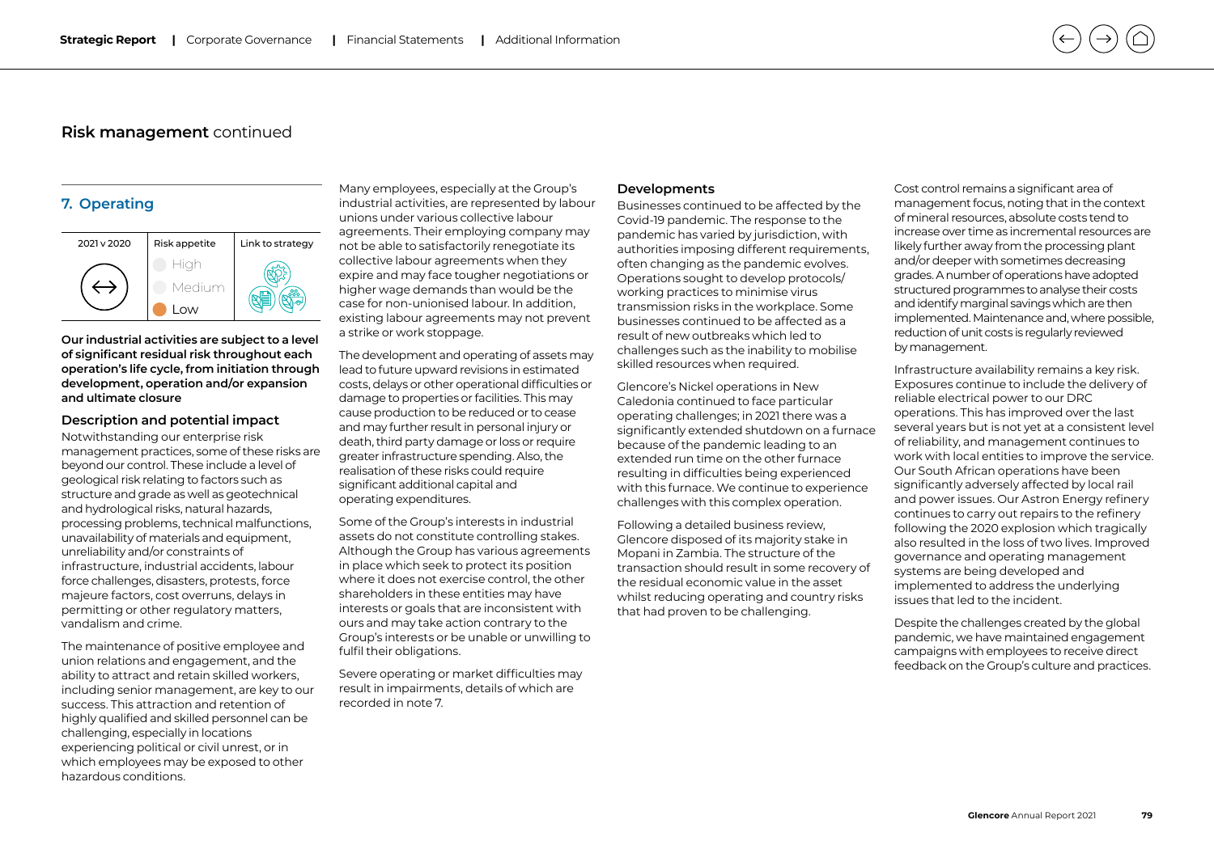## Risk management continued

### 7. Operating

| 2021 v 2020 | Risk appetite | Link to strategy |
|---|---|---|
| ↔ | High<br>Medium<br>**Low** | |

**Our industrial activities are subject to a level of significant residual risk throughout each operation's life cycle, from initiation through development, operation and/or expansion and ultimate closure**

#### Description and potential impact

Notwithstanding our enterprise risk management practices, some of these risks are beyond our control. These include a level of geological risk relating to factors such as structure and grade as well as geotechnical and hydrological risks, natural hazards, processing problems, technical malfunctions, unavailability of materials and equipment, unreliability and/or constraints of infrastructure, industrial accidents, labour force challenges, disasters, protests, force majeure factors, cost overruns, delays in permitting or other regulatory matters, vandalism and crime.

The maintenance of positive employee and union relations and engagement, and the ability to attract and retain skilled workers, including senior management, are key to our success. This attraction and retention of highly qualified and skilled personnel can be challenging, especially in locations experiencing political or civil unrest, or in which employees may be exposed to other hazardous conditions.

Many employees, especially at the Group's industrial activities, are represented by labour unions under various collective labour agreements. Their employing company may not be able to satisfactorily renegotiate its collective labour agreements when they expire and may face tougher negotiations or higher wage demands than would be the case for non-unionised labour. In addition, existing labour agreements may not prevent a strike or work stoppage.

The development and operating of assets may lead to future upward revisions in estimated costs, delays or other operational difficulties or damage to properties or facilities. This may cause production to be reduced or to cease and may further result in personal injury or death, third party damage or loss or require greater infrastructure spending. Also, the realisation of these risks could require significant additional capital and operating expenditures.

Some of the Group's interests in industrial assets do not constitute controlling stakes. Although the Group has various agreements in place which seek to protect its position where it does not exercise control, the other shareholders in these entities may have interests or goals that are inconsistent with ours and may take action contrary to the Group's interests or be unable or unwilling to fulfil their obligations.

Severe operating or market difficulties may result in impairments, details of which are recorded in note 7.

#### Developments

Businesses continued to be affected by the Covid-19 pandemic. The response to the pandemic has varied by jurisdiction, with authorities imposing different requirements, often changing as the pandemic evolves. Operations sought to develop protocols/working practices to minimise virus transmission risks in the workplace. Some businesses continued to be affected as a result of new outbreaks which led to challenges such as the inability to mobilise skilled resources when required.

Glencore's Nickel operations in New Caledonia continued to face particular operating challenges; in 2021 there was a significantly extended shutdown on a furnace because of the pandemic leading to an extended run time on the other furnace resulting in difficulties being experienced with this furnace. We continue to experience challenges with this complex operation.

Following a detailed business review, Glencore disposed of its majority stake in Mopani in Zambia. The structure of the transaction should result in some recovery of the residual economic value in the asset whilst reducing operating and country risks that had proven to be challenging.

Cost control remains a significant area of management focus, noting that in the context of mineral resources, absolute costs tend to increase over time as incremental resources are likely further away from the processing plant and/or deeper with sometimes decreasing grades. A number of operations have adopted structured programmes to analyse their costs and identify marginal savings which are then implemented. Maintenance and, where possible, reduction of unit costs is regularly reviewed by management.

Infrastructure availability remains a key risk. Exposures continue to include the delivery of reliable electrical power to our DRC operations. This has improved over the last several years but is not yet at a consistent level of reliability, and management continues to work with local entities to improve the service. Our South African operations have been significantly adversely affected by local rail and power issues. Our Astron Energy refinery continues to carry out repairs to the refinery following the 2020 explosion which tragically also resulted in the loss of two lives. Improved governance and operating management systems are being developed and implemented to address the underlying issues that led to the incident.

Despite the challenges created by the global pandemic, we have maintained engagement campaigns with employees to receive direct feedback on the Group's culture and practices.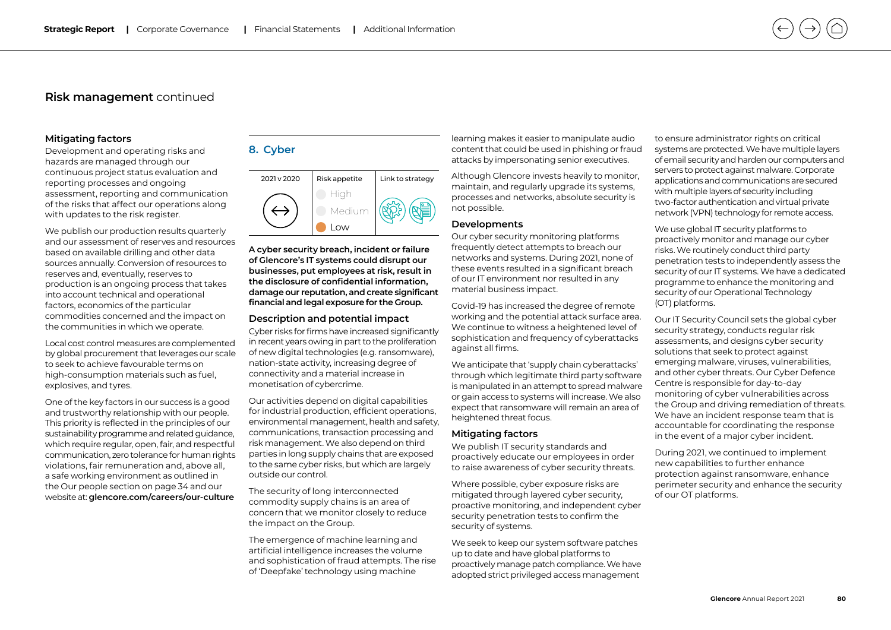## Risk management continued

### Mitigating factors

Development and operating risks and hazards are managed through our continuous project status evaluation and reporting processes and ongoing assessment, reporting and communication of the risks that affect our operations along with updates to the risk register.

We publish our production results quarterly and our assessment of reserves and resources based on available drilling and other data sources annually. Conversion of resources to reserves and, eventually, reserves to production is an ongoing process that takes into account technical and operational factors, economics of the particular commodities concerned and the impact on the communities in which we operate.

Local cost control measures are complemented by global procurement that leverages our scale to seek to achieve favourable terms on high-consumption materials such as fuel, explosives, and tyres.

One of the key factors in our success is a good and trustworthy relationship with our people. This priority is reflected in the principles of our sustainability programme and related guidance, which require regular, open, fair, and respectful communication, zero tolerance for human rights violations, fair remuneration and, above all, a safe working environment as outlined in the Our people section on page 34 and our website at: **glencore.com/careers/our-culture**

## 8. Cyber

| 2021 v 2020 | Risk appetite | Link to strategy |
|---|---|---|
| ↔ | High<br>Medium<br>**Low** | |

**A cyber security breach, incident or failure of Glencore's IT systems could disrupt our businesses, put employees at risk, result in the disclosure of confidential information, damage our reputation, and create significant financial and legal exposure for the Group.**

### Description and potential impact

Cyber risks for firms have increased significantly in recent years owing in part to the proliferation of new digital technologies (e.g. ransomware), nation-state activity, increasing degree of connectivity and a material increase in monetisation of cybercrime.

Our activities depend on digital capabilities for industrial production, efficient operations, environmental management, health and safety, communications, transaction processing and risk management. We also depend on third parties in long supply chains that are exposed to the same cyber risks, but which are largely outside our control.

The security of long interconnected commodity supply chains is an area of concern that we monitor closely to reduce the impact on the Group.

The emergence of machine learning and artificial intelligence increases the volume and sophistication of fraud attempts. The rise of 'Deepfake' technology using machine learning makes it easier to manipulate audio content that could be used in phishing or fraud attacks by impersonating senior executives.

Although Glencore invests heavily to monitor, maintain, and regularly upgrade its systems, processes and networks, absolute security is not possible.

### Developments

Our cyber security monitoring platforms frequently detect attempts to breach our networks and systems. During 2021, none of these events resulted in a significant breach of our IT environment nor resulted in any material business impact.

Covid-19 has increased the degree of remote working and the potential attack surface area. We continue to witness a heightened level of sophistication and frequency of cyberattacks against all firms.

We anticipate that 'supply chain cyberattacks' through which legitimate third party software is manipulated in an attempt to spread malware or gain access to systems will increase. We also expect that ransomware will remain an area of heightened threat focus.

### Mitigating factors

We publish IT security standards and proactively educate our employees in order to raise awareness of cyber security threats.

Where possible, cyber exposure risks are mitigated through layered cyber security, proactive monitoring, and independent cyber security penetration tests to confirm the security of systems.

We seek to keep our system software patches up to date and have global platforms to proactively manage patch compliance. We have adopted strict privileged access management to ensure administrator rights on critical systems are protected. We have multiple layers of email security and harden our computers and servers to protect against malware. Corporate applications and communications are secured with multiple layers of security including two-factor authentication and virtual private network (VPN) technology for remote access.

We use global IT security platforms to proactively monitor and manage our cyber risks. We routinely conduct third party penetration tests to independently assess the security of our IT systems. We have a dedicated programme to enhance the monitoring and security of our Operational Technology (OT) platforms.

Our IT Security Council sets the global cyber security strategy, conducts regular risk assessments, and designs cyber security solutions that seek to protect against emerging malware, viruses, vulnerabilities, and other cyber threats. Our Cyber Defence Centre is responsible for day-to-day monitoring of cyber vulnerabilities across the Group and driving remediation of threats. We have an incident response team that is accountable for coordinating the response in the event of a major cyber incident.

During 2021, we continued to implement new capabilities to further enhance protection against ransomware, enhance perimeter security and enhance the security of our OT platforms.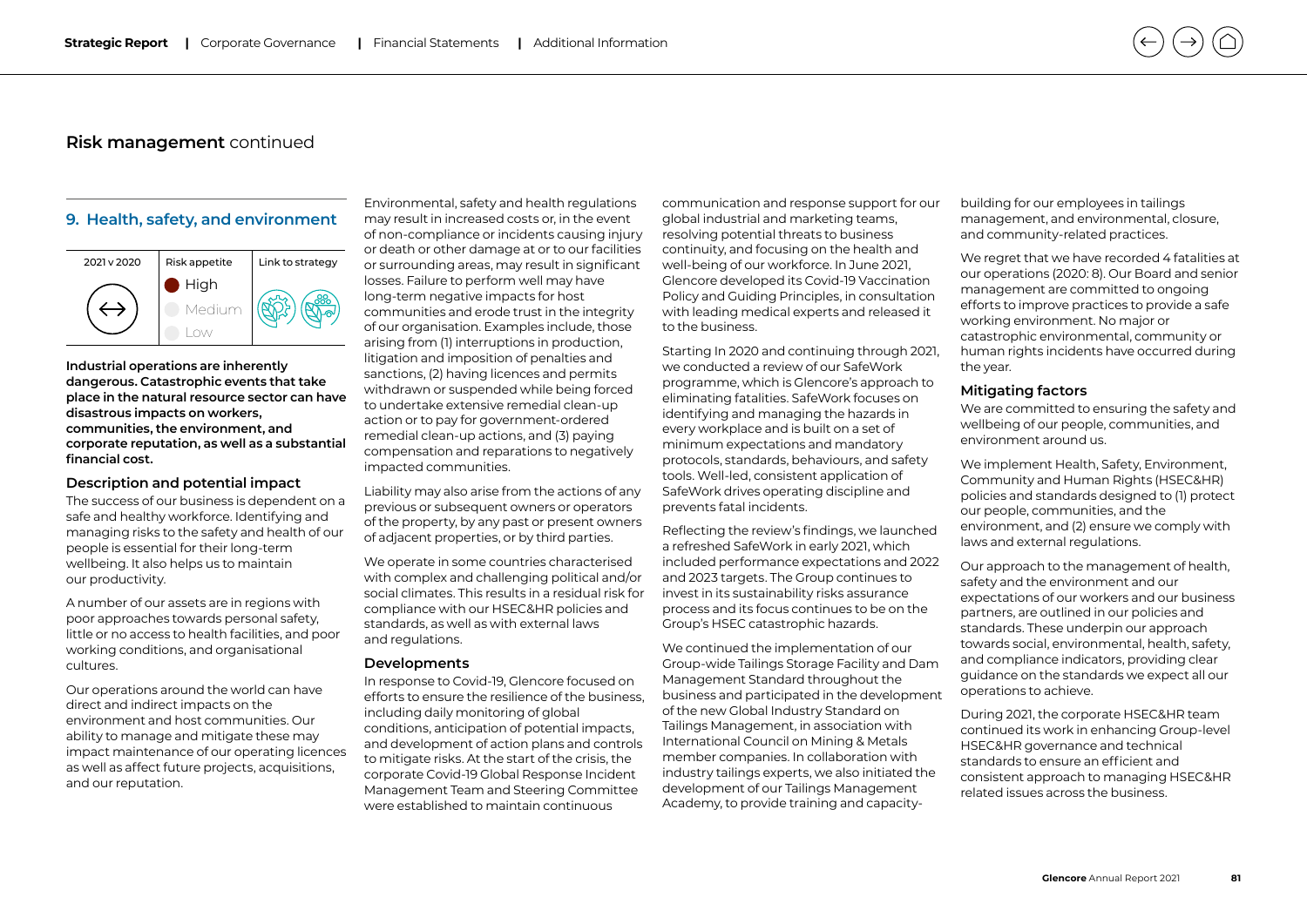## Risk management continued

### 9. Health, safety, and environment

| 2021 v 2020 | Risk appetite | Link to strategy |
|---|---|---|
| ↔ | **High** Medium Low | |

**Industrial operations are inherently dangerous. Catastrophic events that take place in the natural resource sector can have disastrous impacts on workers, communities, the environment, and corporate reputation, as well as a substantial financial cost.**

#### Description and potential impact

The success of our business is dependent on a safe and healthy workforce. Identifying and managing risks to the safety and health of our people is essential for their long-term wellbeing. It also helps us to maintain our productivity.

A number of our assets are in regions with poor approaches towards personal safety, little or no access to health facilities, and poor working conditions, and organisational cultures.

Our operations around the world can have direct and indirect impacts on the environment and host communities. Our ability to manage and mitigate these may impact maintenance of our operating licences as well as affect future projects, acquisitions, and our reputation.

Environmental, safety and health regulations may result in increased costs or, in the event of non-compliance or incidents causing injury or death or other damage at or to our facilities or surrounding areas, may result in significant losses. Failure to perform well may have long-term negative impacts for host communities and erode trust in the integrity of our organisation. Examples include, those arising from (1) interruptions in production, litigation and imposition of penalties and sanctions, (2) having licences and permits withdrawn or suspended while being forced to undertake extensive remedial clean-up action or to pay for government-ordered remedial clean-up actions, and (3) paying compensation and reparations to negatively impacted communities.

Liability may also arise from the actions of any previous or subsequent owners or operators of the property, by any past or present owners of adjacent properties, or by third parties.

We operate in some countries characterised with complex and challenging political and/or social climates. This results in a residual risk for compliance with our HSEC&HR policies and standards, as well as with external laws and regulations.

#### Developments

In response to Covid-19, Glencore focused on efforts to ensure the resilience of the business, including daily monitoring of global conditions, anticipation of potential impacts, and development of action plans and controls to mitigate risks. At the start of the crisis, the corporate Covid-19 Global Response Incident Management Team and Steering Committee were established to maintain continuous communication and response support for our global industrial and marketing teams, resolving potential threats to business continuity, and focusing on the health and well-being of our workforce. In June 2021, Glencore developed its Covid-19 Vaccination Policy and Guiding Principles, in consultation with leading medical experts and released it to the business.

Starting In 2020 and continuing through 2021, we conducted a review of our SafeWork programme, which is Glencore's approach to eliminating fatalities. SafeWork focuses on identifying and managing the hazards in every workplace and is built on a set of minimum expectations and mandatory protocols, standards, behaviours, and safety tools. Well-led, consistent application of SafeWork drives operating discipline and prevents fatal incidents.

Reflecting the review's findings, we launched a refreshed SafeWork in early 2021, which included performance expectations and 2022 and 2023 targets. The Group continues to invest in its sustainability risks assurance process and its focus continues to be on the Group's HSEC catastrophic hazards.

We continued the implementation of our Group-wide Tailings Storage Facility and Dam Management Standard throughout the business and participated in the development of the new Global Industry Standard on Tailings Management, in association with International Council on Mining & Metals member companies. In collaboration with industry tailings experts, we also initiated the development of our Tailings Management Academy, to provide training and capacity-building for our employees in tailings management, and environmental, closure, and community-related practices.

We regret that we have recorded 4 fatalities at our operations (2020: 8). Our Board and senior management are committed to ongoing efforts to improve practices to provide a safe working environment. No major or catastrophic environmental, community or human rights incidents have occurred during the year.

#### Mitigating factors

We are committed to ensuring the safety and wellbeing of our people, communities, and environment around us.

We implement Health, Safety, Environment, Community and Human Rights (HSEC&HR) policies and standards designed to (1) protect our people, communities, and the environment, and (2) ensure we comply with laws and external regulations.

Our approach to the management of health, safety and the environment and our expectations of our workers and our business partners, are outlined in our policies and standards. These underpin our approach towards social, environmental, health, safety, and compliance indicators, providing clear guidance on the standards we expect all our operations to achieve.

During 2021, the corporate HSEC&HR team continued its work in enhancing Group-level HSEC&HR governance and technical standards to ensure an efficient and consistent approach to managing HSEC&HR related issues across the business.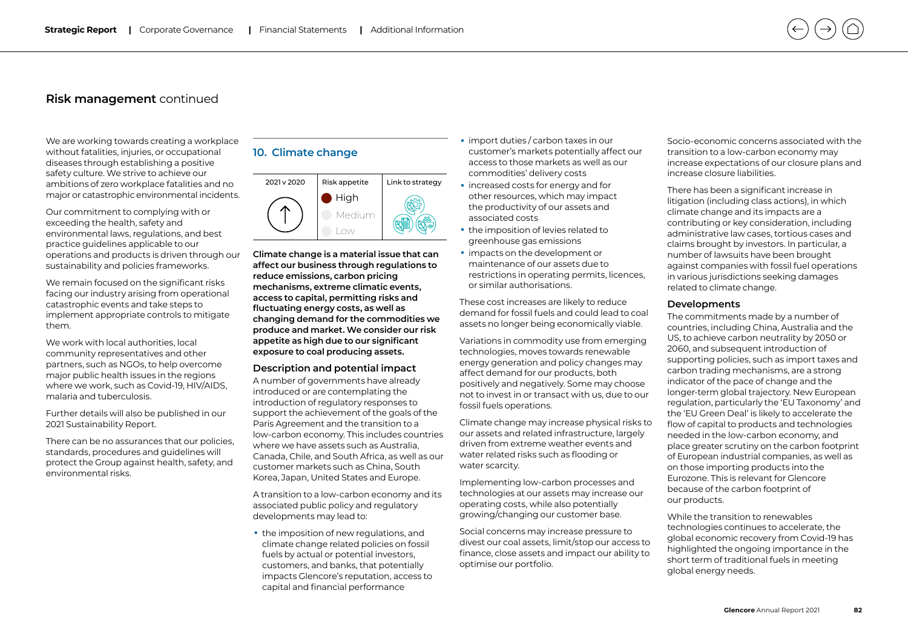## Risk management continued

We are working towards creating a workplace without fatalities, injuries, or occupational diseases through establishing a positive safety culture. We strive to achieve our ambitions of zero workplace fatalities and no major or catastrophic environmental incidents.

Our commitment to complying with or exceeding the health, safety and environmental laws, regulations, and best practice guidelines applicable to our operations and products is driven through our sustainability and policies frameworks.

We remain focused on the significant risks facing our industry arising from operational catastrophic events and take steps to implement appropriate controls to mitigate them.

We work with local authorities, local community representatives and other partners, such as NGOs, to help overcome major public health issues in the regions where we work, such as Covid-19, HIV/AIDS, malaria and tuberculosis.

Further details will also be published in our 2021 Sustainability Report.

There can be no assurances that our policies, standards, procedures and guidelines will protect the Group against health, safety, and environmental risks.

### 10. Climate change

| 2021 v 2020 | Risk appetite | Link to strategy |
| --- | --- | --- |
| ↑ | High (Medium, Low) | |

**Climate change is a material issue that can affect our business through regulations to reduce emissions, carbon pricing mechanisms, extreme climatic events, access to capital, permitting risks and fluctuating energy costs, as well as changing demand for the commodities we produce and market. We consider our risk appetite as high due to our significant exposure to coal producing assets.**

#### Description and potential impact

A number of governments have already introduced or are contemplating the introduction of regulatory responses to support the achievement of the goals of the Paris Agreement and the transition to a low-carbon economy. This includes countries where we have assets such as Australia, Canada, Chile, and South Africa, as well as our customer markets such as China, South Korea, Japan, United States and Europe.

A transition to a low-carbon economy and its associated public policy and regulatory developments may lead to:

- the imposition of new regulations, and climate change related policies on fossil fuels by actual or potential investors, customers, and banks, that potentially impacts Glencore's reputation, access to capital and financial performance
- import duties / carbon taxes in our customer's markets potentially affect our access to those markets as well as our commodities' delivery costs
- increased costs for energy and for other resources, which may impact the productivity of our assets and associated costs
- the imposition of levies related to greenhouse gas emissions
- impacts on the development or maintenance of our assets due to restrictions in operating permits, licences, or similar authorisations.

These cost increases are likely to reduce demand for fossil fuels and could lead to coal assets no longer being economically viable.

Variations in commodity use from emerging technologies, moves towards renewable energy generation and policy changes may affect demand for our products, both positively and negatively. Some may choose not to invest in or transact with us, due to our fossil fuels operations.

Climate change may increase physical risks to our assets and related infrastructure, largely driven from extreme weather events and water related risks such as flooding or water scarcity.

Implementing low-carbon processes and technologies at our assets may increase our operating costs, while also potentially growing/changing our customer base.

Social concerns may increase pressure to divest our coal assets, limit/stop our access to finance, close assets and impact our ability to optimise our portfolio.

Socio-economic concerns associated with the transition to a low-carbon economy may increase expectations of our closure plans and increase closure liabilities.

There has been a significant increase in litigation (including class actions), in which climate change and its impacts are a contributing or key consideration, including administrative law cases, tortious cases and claims brought by investors. In particular, a number of lawsuits have been brought against companies with fossil fuel operations in various jurisdictions seeking damages related to climate change.

#### Developments

The commitments made by a number of countries, including China, Australia and the US, to achieve carbon neutrality by 2050 or 2060, and subsequent introduction of supporting policies, such as import taxes and carbon trading mechanisms, are a strong indicator of the pace of change and the longer-term global trajectory. New European regulation, particularly the 'EU Taxonomy' and the 'EU Green Deal' is likely to accelerate the flow of capital to products and technologies needed in the low-carbon economy, and place greater scrutiny on the carbon footprint of European industrial companies, as well as on those importing products into the Eurozone. This is relevant for Glencore because of the carbon footprint of our products.

While the transition to renewables technologies continues to accelerate, the global economic recovery from Covid-19 has highlighted the ongoing importance in the short term of traditional fuels in meeting global energy needs.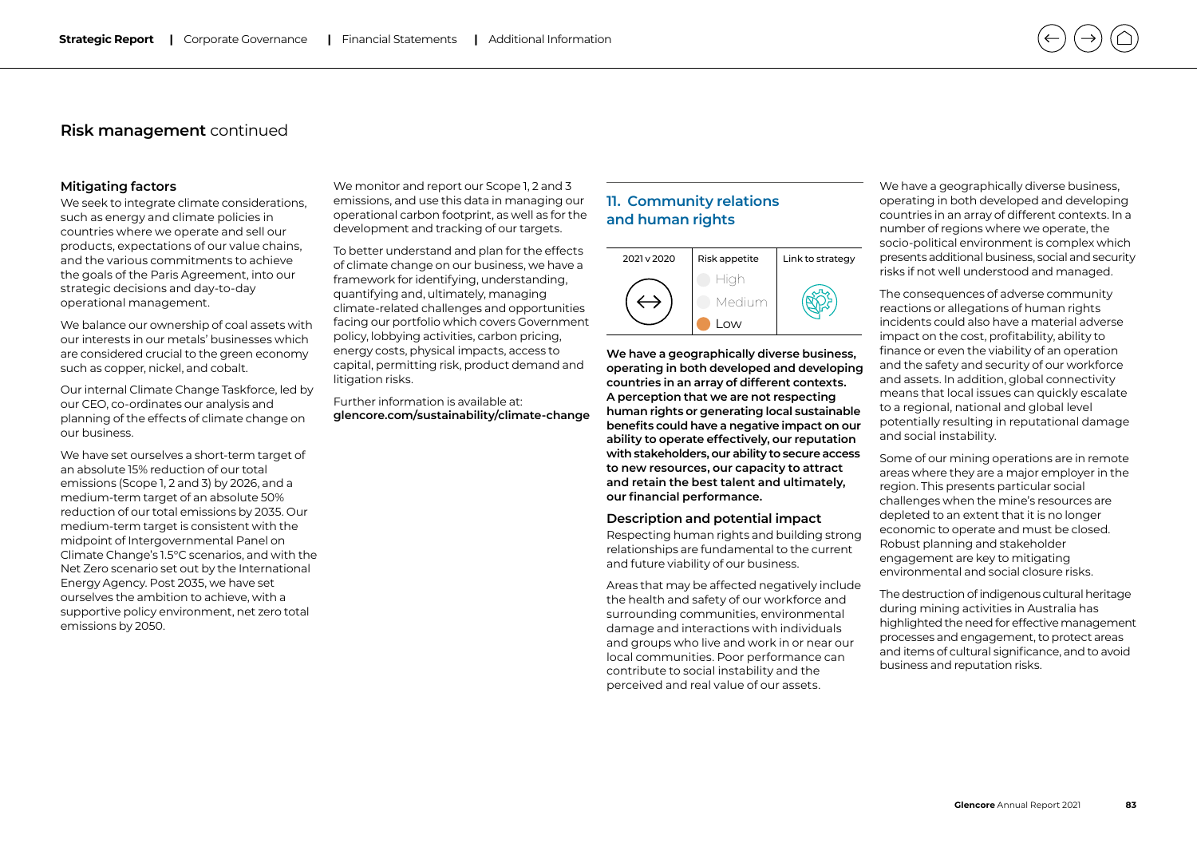## Risk management continued

### Mitigating factors

We seek to integrate climate considerations, such as energy and climate policies in countries where we operate and sell our products, expectations of our value chains, and the various commitments to achieve the goals of the Paris Agreement, into our strategic decisions and day-to-day operational management.

We balance our ownership of coal assets with our interests in our metals' businesses which are considered crucial to the green economy such as copper, nickel, and cobalt.

Our internal Climate Change Taskforce, led by our CEO, co-ordinates our analysis and planning of the effects of climate change on our business.

We have set ourselves a short-term target of an absolute 15% reduction of our total emissions (Scope 1, 2 and 3) by 2026, and a medium-term target of an absolute 50% reduction of our total emissions by 2035. Our medium-term target is consistent with the midpoint of Intergovernmental Panel on Climate Change's 1.5°C scenarios, and with the Net Zero scenario set out by the International Energy Agency. Post 2035, we have set ourselves the ambition to achieve, with a supportive policy environment, net zero total emissions by 2050.

We monitor and report our Scope 1, 2 and 3 emissions, and use this data in managing our operational carbon footprint, as well as for the development and tracking of our targets.

To better understand and plan for the effects of climate change on our business, we have a framework for identifying, understanding, quantifying and, ultimately, managing climate-related challenges and opportunities facing our portfolio which covers Government policy, lobbying activities, carbon pricing, energy costs, physical impacts, access to capital, permitting risk, product demand and litigation risks.

Further information is available at:
**glencore.com/sustainability/climate-change**

## 11. Community relations and human rights

| 2021 v 2020 | Risk appetite | Link to strategy |
|---|---|---|
| ↔ | High<br>Medium<br>**Low** | |

**We have a geographically diverse business, operating in both developed and developing countries in an array of different contexts. A perception that we are not respecting human rights or generating local sustainable benefits could have a negative impact on our ability to operate effectively, our reputation with stakeholders, our ability to secure access to new resources, our capacity to attract and retain the best talent and ultimately, our financial performance.**

### Description and potential impact

Respecting human rights and building strong relationships are fundamental to the current and future viability of our business.

Areas that may be affected negatively include the health and safety of our workforce and surrounding communities, environmental damage and interactions with individuals and groups who live and work in or near our local communities. Poor performance can contribute to social instability and the perceived and real value of our assets.

We have a geographically diverse business, operating in both developed and developing countries in an array of different contexts. In a number of regions where we operate, the socio-political environment is complex which presents additional business, social and security risks if not well understood and managed.

The consequences of adverse community reactions or allegations of human rights incidents could also have a material adverse impact on the cost, profitability, ability to finance or even the viability of an operation and the safety and security of our workforce and assets. In addition, global connectivity means that local issues can quickly escalate to a regional, national and global level potentially resulting in reputational damage and social instability.

Some of our mining operations are in remote areas where they are a major employer in the region. This presents particular social challenges when the mine's resources are depleted to an extent that it is no longer economic to operate and must be closed. Robust planning and stakeholder engagement are key to mitigating environmental and social closure risks.

The destruction of indigenous cultural heritage during mining activities in Australia has highlighted the need for effective management processes and engagement, to protect areas and items of cultural significance, and to avoid business and reputation risks.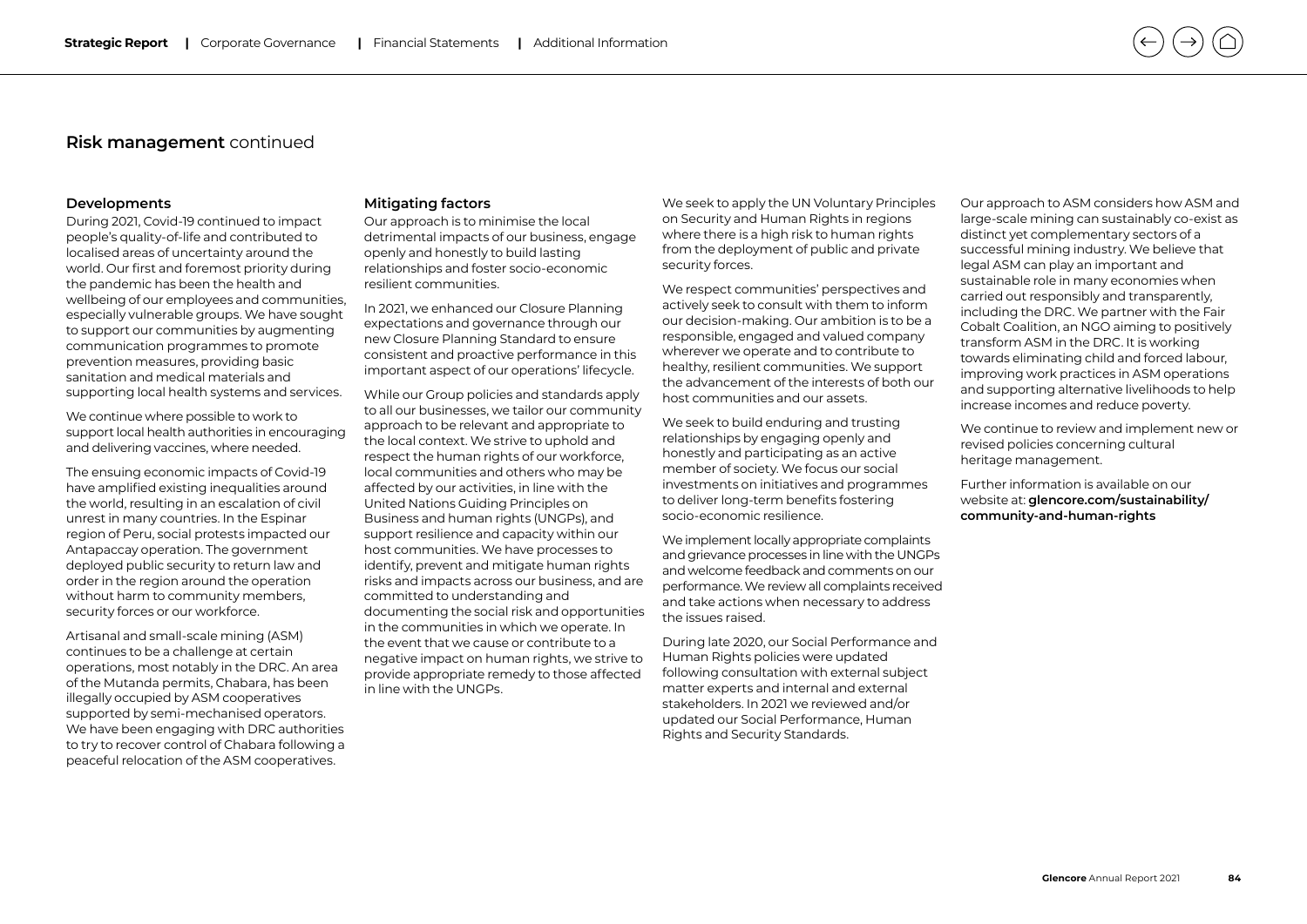## Risk management continued

### Developments

During 2021, Covid-19 continued to impact people's quality-of-life and contributed to localised areas of uncertainty around the world. Our first and foremost priority during the pandemic has been the health and wellbeing of our employees and communities, especially vulnerable groups. We have sought to support our communities by augmenting communication programmes to promote prevention measures, providing basic sanitation and medical materials and supporting local health systems and services.

We continue where possible to work to support local health authorities in encouraging and delivering vaccines, where needed.

The ensuing economic impacts of Covid-19 have amplified existing inequalities around the world, resulting in an escalation of civil unrest in many countries. In the Espinar region of Peru, social protests impacted our Antapaccay operation. The government deployed public security to return law and order in the region around the operation without harm to community members, security forces or our workforce.

Artisanal and small-scale mining (ASM) continues to be a challenge at certain operations, most notably in the DRC. An area of the Mutanda permits, Chabara, has been illegally occupied by ASM cooperatives supported by semi-mechanised operators. We have been engaging with DRC authorities to try to recover control of Chabara following a peaceful relocation of the ASM cooperatives.

### Mitigating factors

Our approach is to minimise the local detrimental impacts of our business, engage openly and honestly to build lasting relationships and foster socio-economic resilient communities.

In 2021, we enhanced our Closure Planning expectations and governance through our new Closure Planning Standard to ensure consistent and proactive performance in this important aspect of our operations' lifecycle.

While our Group policies and standards apply to all our businesses, we tailor our community approach to be relevant and appropriate to the local context. We strive to uphold and respect the human rights of our workforce, local communities and others who may be affected by our activities, in line with the United Nations Guiding Principles on Business and human rights (UNGPs), and support resilience and capacity within our host communities. We have processes to identify, prevent and mitigate human rights risks and impacts across our business, and are committed to understanding and documenting the social risk and opportunities in the communities in which we operate. In the event that we cause or contribute to a negative impact on human rights, we strive to provide appropriate remedy to those affected in line with the UNGPs.

We seek to apply the UN Voluntary Principles on Security and Human Rights in regions where there is a high risk to human rights from the deployment of public and private security forces.

We respect communities' perspectives and actively seek to consult with them to inform our decision-making. Our ambition is to be a responsible, engaged and valued company wherever we operate and to contribute to healthy, resilient communities. We support the advancement of the interests of both our host communities and our assets.

We seek to build enduring and trusting relationships by engaging openly and honestly and participating as an active member of society. We focus our social investments on initiatives and programmes to deliver long-term benefits fostering socio-economic resilience.

We implement locally appropriate complaints and grievance processes in line with the UNGPs and welcome feedback and comments on our performance. We review all complaints received and take actions when necessary to address the issues raised.

During late 2020, our Social Performance and Human Rights policies were updated following consultation with external subject matter experts and internal and external stakeholders. In 2021 we reviewed and/or updated our Social Performance, Human Rights and Security Standards.

Our approach to ASM considers how ASM and large-scale mining can sustainably co-exist as distinct yet complementary sectors of a successful mining industry. We believe that legal ASM can play an important and sustainable role in many economies when carried out responsibly and transparently, including the DRC. We partner with the Fair Cobalt Coalition, an NGO aiming to positively transform ASM in the DRC. It is working towards eliminating child and forced labour, improving work practices in ASM operations and supporting alternative livelihoods to help increase incomes and reduce poverty.

We continue to review and implement new or revised policies concerning cultural heritage management.

Further information is available on our website at: **glencore.com/sustainability/community-and-human-rights**